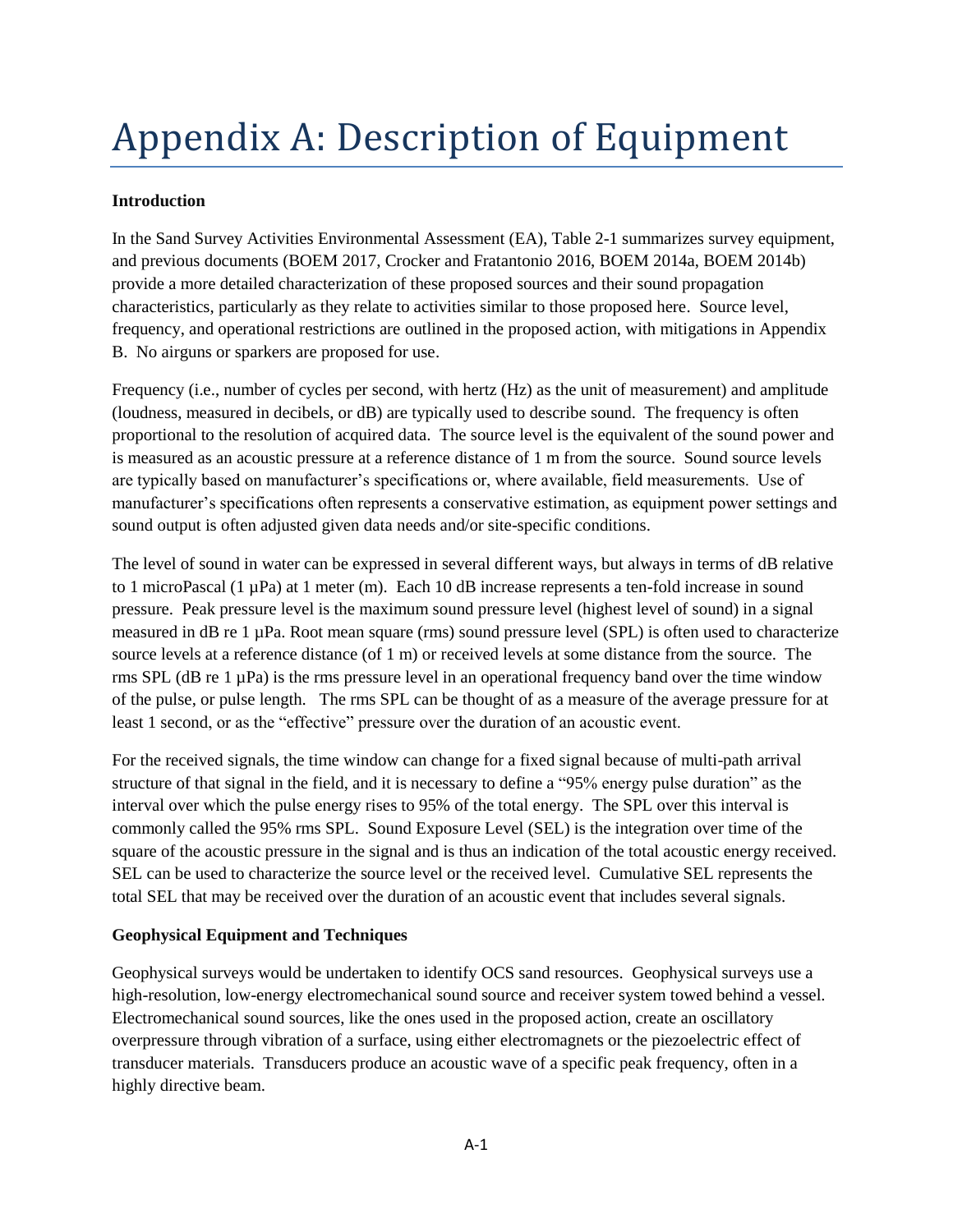# Appendix A: Description of Equipment

**Introduction**

In the Sand Survey Activities Environmental Assessment (EA), Table 2-1 summarizes survey equipment, and previous documents (BOEM 2017, Crocker and Fratantonio 2016, BOEM 2014a, BOEM 2014b) provide a more detailed characterization of these proposed sources and their sound propagation characteristics, particularly as they relate to activities similar to those proposed here. Source level, frequency, and operational restrictions are outlined in the proposed action, with mitigations in Appendix B. No airguns or sparkers are proposed for use.

Frequency (i.e., number of cycles per second, with hertz (Hz) as the unit of measurement) and amplitude (loudness, measured in decibels, or dB) are typically used to describe sound. The frequency is often proportional to the resolution of acquired data. The source level is the equivalent of the sound power and is measured as an acoustic pressure at a reference distance of 1 m from the source. Sound source levels are typically based on manufacturer's specifications or, where available, field measurements. Use of manufacturer's specifications often represents a conservative estimation, as equipment power settings and sound output is often adjusted given data needs and/or site-specific conditions.

The level of sound in water can be expressed in several different ways, but always in terms of dB relative to 1 microPascal (1 µPa) at 1 meter (m). Each 10 dB increase represents a ten-fold increase in sound pressure. Peak pressure level is the maximum sound pressure level (highest level of sound) in a signal measured in dB re 1 µPa. Root mean square (rms) sound pressure level (SPL) is often used to characterize source levels at a reference distance (of 1 m) or received levels at some distance from the source. The rms SPL (dB re 1 µPa) is the rms pressure level in an operational frequency band over the time window of the pulse, or pulse length. The rms SPL can be thought of as a measure of the average pressure for at least 1 second, or as the "effective" pressure over the duration of an acoustic event.

For the received signals, the time window can change for a fixed signal because of multi-path arrival structure of that signal in the field, and it is necessary to define a "95% energy pulse duration" as the interval over which the pulse energy rises to 95% of the total energy. The SPL over this interval is commonly called the 95% rms SPL. Sound Exposure Level (SEL) is the integration over time of the square of the acoustic pressure in the signal and is thus an indication of the total acoustic energy received. SEL can be used to characterize the source level or the received level. Cumulative SEL represents the total SEL that may be received over the duration of an acoustic event that includes several signals.

**Geophysical Equipment and Techniques**

Geophysical surveys would be undertaken to identify OCS sand resources. Geophysical surveys use a high-resolution, low-energy electromechanical sound source and receiver system towed behind a vessel. Electromechanical sound sources, like the ones used in the proposed action, create an oscillatory overpressure through vibration of a surface, using either electromagnets or the piezoelectric effect of transducer materials. Transducers produce an acoustic wave of a specific peak frequency, often in a highly directive beam.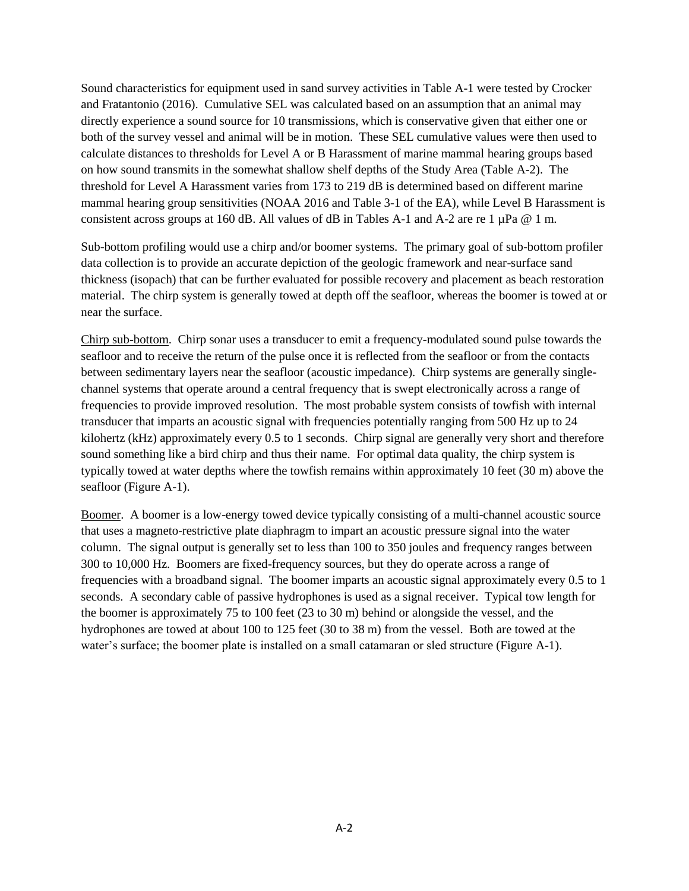Sound characteristics for equipment used in sand survey activities in Table A-1 were tested by Crocker and Fratantonio (2016). Cumulative SEL was calculated based on an assumption that an animal may directly experience a sound source for 10 transmissions, which is conservative given that either one or both of the survey vessel and animal will be in motion. These SEL cumulative values were then used to calculate distances to thresholds for Level A or B Harassment of marine mammal hearing groups based on how sound transmits in the somewhat shallow shelf depths of the Study Area (Table A-2). The threshold for Level A Harassment varies from 173 to 219 dB is determined based on different marine mammal hearing group sensitivities (NOAA 2016 and Table 3-1 of the EA), while Level B Harassment is consistent across groups at 160 dB. All values of dB in Tables A-1 and A-2 are re 1 µPa @ 1 m.

Sub-bottom profiling would use a chirp and/or boomer systems. The primary goal of sub-bottom profiler data collection is to provide an accurate depiction of the geologic framework and near-surface sand thickness (isopach) that can be further evaluated for possible recovery and placement as beach restoration material. The chirp system is generally towed at depth off the seafloor, whereas the boomer is towed at or near the surface.

Chirp sub-bottom. Chirp sonar uses a transducer to emit a frequency-modulated sound pulse towards the seafloor and to receive the return of the pulse once it is reflected from the seafloor or from the contacts between sedimentary layers near the seafloor (acoustic impedance). Chirp systems are generally single-channel systems that operate around a central frequency that is swept electronically across a range of frequencies to provide improved resolution. The most probable system consists of towfish with internal transducer that imparts an acoustic signal with frequencies potentially ranging from 500 Hz up to 24 kilohertz (kHz) approximately every 0.5 to 1 seconds. Chirp signal are generally very short and therefore sound something like a bird chirp and thus their name. For optimal data quality, the chirp system is typically towed at water depths where the towfish remains within approximately 10 feet (30 m) above the seafloor (Figure A-1).

Boomer. A boomer is a low-energy towed device typically consisting of a multi-channel acoustic source that uses a magneto-restrictive plate diaphragm to impart an acoustic pressure signal into the water column. The signal output is generally set to less than 100 to 350 joules and frequency ranges between 300 to 10,000 Hz. Boomers are fixed-frequency sources, but they do operate across a range of frequencies with a broadband signal. The boomer imparts an acoustic signal approximately every 0.5 to 1 seconds. A secondary cable of passive hydrophones is used as a signal receiver. Typical tow length for the boomer is approximately 75 to 100 feet (23 to 30 m) behind or alongside the vessel, and the hydrophones are towed at about 100 to 125 feet (30 to 38 m) from the vessel. Both are towed at the water's surface; the boomer plate is installed on a small catamaran or sled structure (Figure A-1).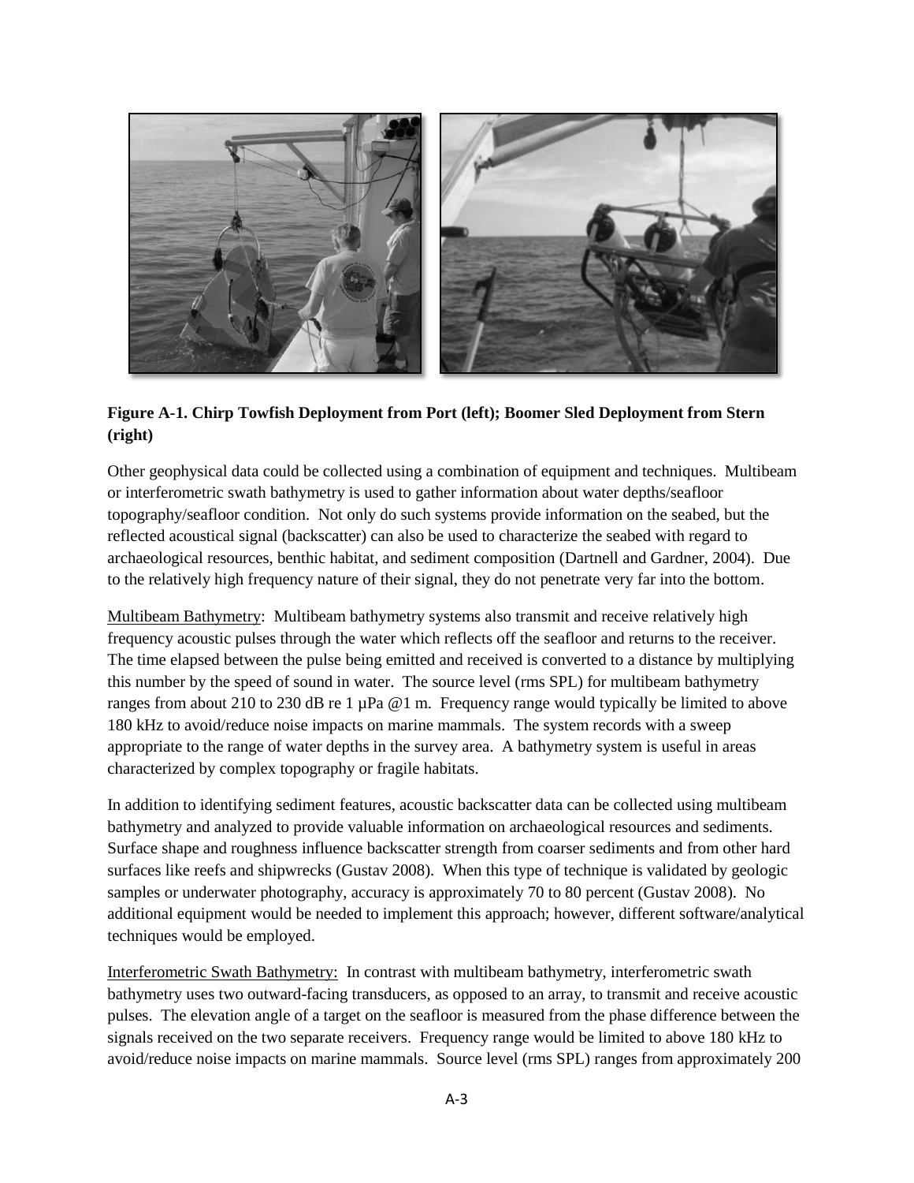**Figure A-1. Chirp Towfish Deployment from Port (left); Boomer Sled Deployment from Stern (right)**

Other geophysical data could be collected using a combination of equipment and techniques. Multibeam or interferometric swath bathymetry is used to gather information about water depths/seafloor topography/seafloor condition. Not only do such systems provide information on the seabed, but the reflected acoustical signal (backscatter) can also be used to characterize the seabed with regard to archaeological resources, benthic habitat, and sediment composition (Dartnell and Gardner, 2004). Due to the relatively high frequency nature of their signal, they do not penetrate very far into the bottom.

Multibeam Bathymetry: Multibeam bathymetry systems also transmit and receive relatively high frequency acoustic pulses through the water which reflects off the seafloor and returns to the receiver. The time elapsed between the pulse being emitted and received is converted to a distance by multiplying this number by the speed of sound in water. The source level (rms SPL) for multibeam bathymetry ranges from about 210 to 230 dB re 1 µPa @1 m. Frequency range would typically be limited to above 180 kHz to avoid/reduce noise impacts on marine mammals. The system records with a sweep appropriate to the range of water depths in the survey area. A bathymetry system is useful in areas characterized by complex topography or fragile habitats.

In addition to identifying sediment features, acoustic backscatter data can be collected using multibeam bathymetry and analyzed to provide valuable information on archaeological resources and sediments. Surface shape and roughness influence backscatter strength from coarser sediments and from other hard surfaces like reefs and shipwrecks (Gustav 2008). When this type of technique is validated by geologic samples or underwater photography, accuracy is approximately 70 to 80 percent (Gustav 2008). No additional equipment would be needed to implement this approach; however, different software/analytical techniques would be employed.

Interferometric Swath Bathymetry: In contrast with multibeam bathymetry, interferometric swath bathymetry uses two outward-facing transducers, as opposed to an array, to transmit and receive acoustic pulses. The elevation angle of a target on the seafloor is measured from the phase difference between the signals received on the two separate receivers. Frequency range would be limited to above 180 kHz to avoid/reduce noise impacts on marine mammals. Source level (rms SPL) ranges from approximately 200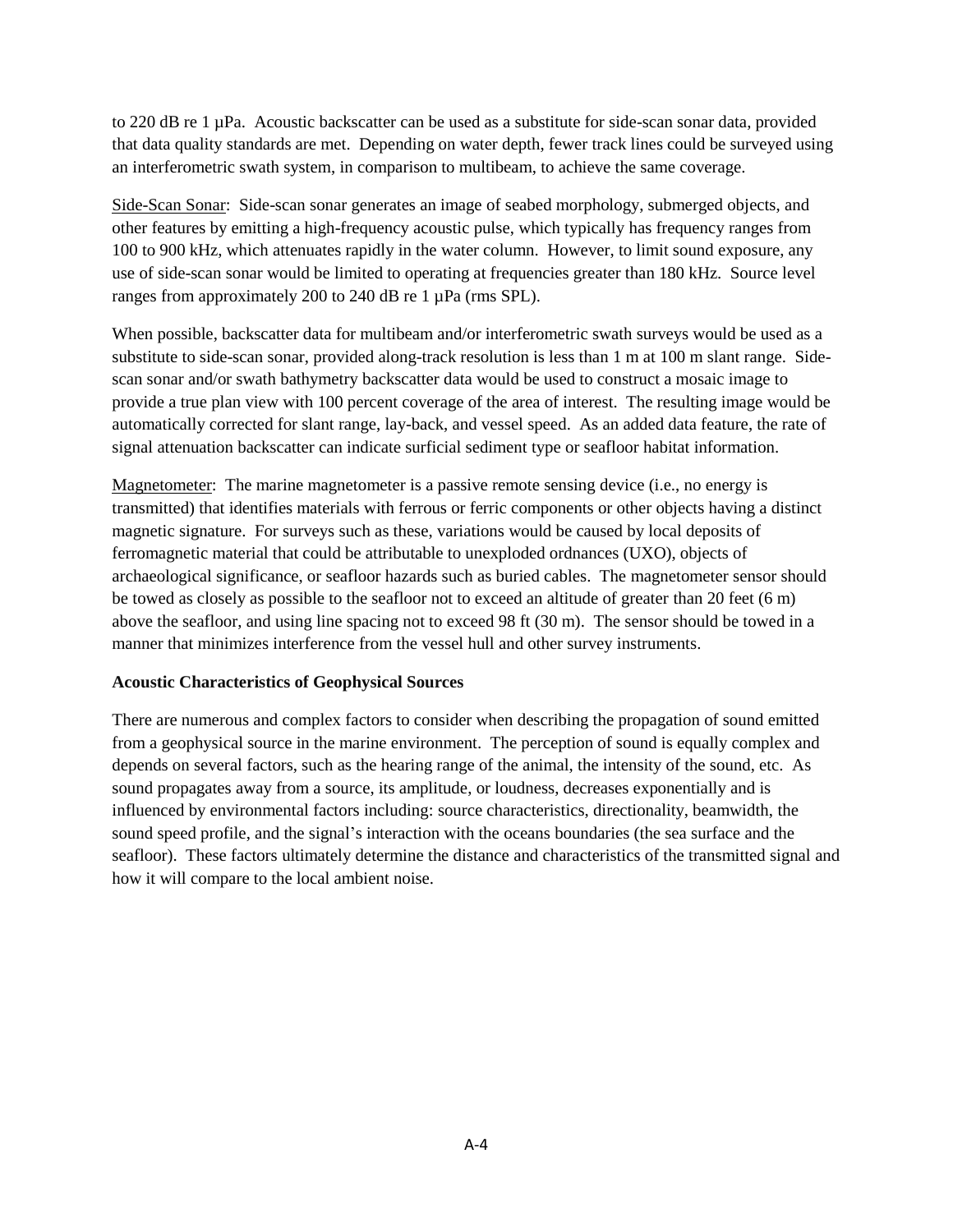to 220 dB re 1 µPa. Acoustic backscatter can be used as a substitute for side-scan sonar data, provided that data quality standards are met. Depending on water depth, fewer track lines could be surveyed using an interferometric swath system, in comparison to multibeam, to achieve the same coverage.

Side-Scan Sonar: Side-scan sonar generates an image of seabed morphology, submerged objects, and other features by emitting a high-frequency acoustic pulse, which typically has frequency ranges from 100 to 900 kHz, which attenuates rapidly in the water column. However, to limit sound exposure, any use of side-scan sonar would be limited to operating at frequencies greater than 180 kHz. Source level ranges from approximately 200 to 240 dB re 1 µPa (rms SPL).

When possible, backscatter data for multibeam and/or interferometric swath surveys would be used as a substitute to side-scan sonar, provided along-track resolution is less than 1 m at 100 m slant range. Side-scan sonar and/or swath bathymetry backscatter data would be used to construct a mosaic image to provide a true plan view with 100 percent coverage of the area of interest. The resulting image would be automatically corrected for slant range, lay-back, and vessel speed. As an added data feature, the rate of signal attenuation backscatter can indicate surficial sediment type or seafloor habitat information.

Magnetometer: The marine magnetometer is a passive remote sensing device (i.e., no energy is transmitted) that identifies materials with ferrous or ferric components or other objects having a distinct magnetic signature. For surveys such as these, variations would be caused by local deposits of ferromagnetic material that could be attributable to unexploded ordnances (UXO), objects of archaeological significance, or seafloor hazards such as buried cables. The magnetometer sensor should be towed as closely as possible to the seafloor not to exceed an altitude of greater than 20 feet (6 m) above the seafloor, and using line spacing not to exceed 98 ft (30 m). The sensor should be towed in a manner that minimizes interference from the vessel hull and other survey instruments.

**Acoustic Characteristics of Geophysical Sources**

There are numerous and complex factors to consider when describing the propagation of sound emitted from a geophysical source in the marine environment. The perception of sound is equally complex and depends on several factors, such as the hearing range of the animal, the intensity of the sound, etc. As sound propagates away from a source, its amplitude, or loudness, decreases exponentially and is influenced by environmental factors including: source characteristics, directionality, beamwidth, the sound speed profile, and the signal's interaction with the oceans boundaries (the sea surface and the seafloor). These factors ultimately determine the distance and characteristics of the transmitted signal and how it will compare to the local ambient noise.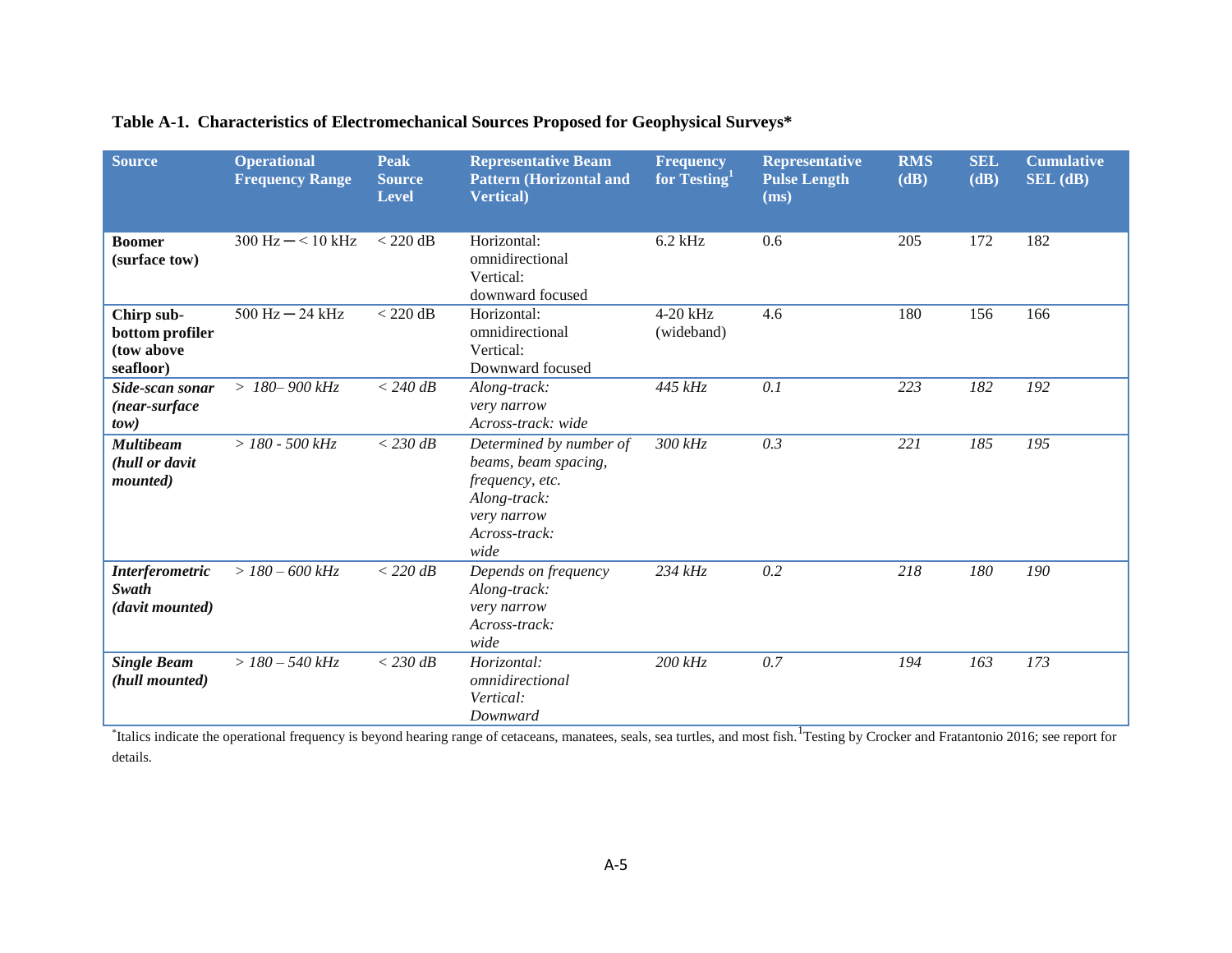**Table A-1. Characteristics of Electromechanical Sources Proposed for Geophysical Surveys***

| Source | Operational Frequency Range | Peak Source Level | Representative Beam Pattern (Horizontal and Vertical) | Frequency for Testing[1] | Representative Pulse Length (ms) | RMS (dB) | SEL (dB) | Cumulative SEL (dB) |
|---|---|---|---|---|---|---|---|---|
| **Boomer (surface tow)** | 300 Hz ─ < 10 kHz | < 220 dB | Horizontal: omnidirectional Vertical: downward focused | 6.2 kHz | 0.6 | 205 | 172 | 182 |
| **Chirp sub-bottom profiler (tow above seafloor)** | 500 Hz ─ 24 kHz | < 220 dB | Horizontal: omnidirectional Vertical: Downward focused | 4-20 kHz (wideband) | 4.6 | 180 | 156 | 166 |
| ***Side-scan sonar (near-surface tow)*** | *> 180– 900 kHz* | *< 240 dB* | *Along-track: very narrow Across-track: wide* | *445 kHz* | *0.1* | *223* | *182* | *192* |
| ***Multibeam (hull or davit mounted)*** | *> 180 - 500 kHz* | *< 230 dB* | *Determined by number of beams, beam spacing, frequency, etc. Along-track: very narrow Across-track: wide* | *300 kHz* | *0.3* | *221* | *185* | *195* |
| ***Interferometric Swath (davit mounted)*** | *> 180 – 600 kHz* | *< 220 dB* | *Depends on frequency Along-track: very narrow Across-track: wide* | *234 kHz* | *0.2* | *218* | *180* | *190* |
| ***Single Beam (hull mounted)*** | *> 180 – 540 kHz* | *< 230 dB* | *Horizontal: omnidirectional Vertical: Downward* | *200 kHz* | *0.7* | *194* | *163* | *173* |

*Italics indicate the operational frequency is beyond hearing range of cetaceans, manatees, seals, sea turtles, and most fish. [1]Testing by Crocker and Fratantonio 2016; see report for details.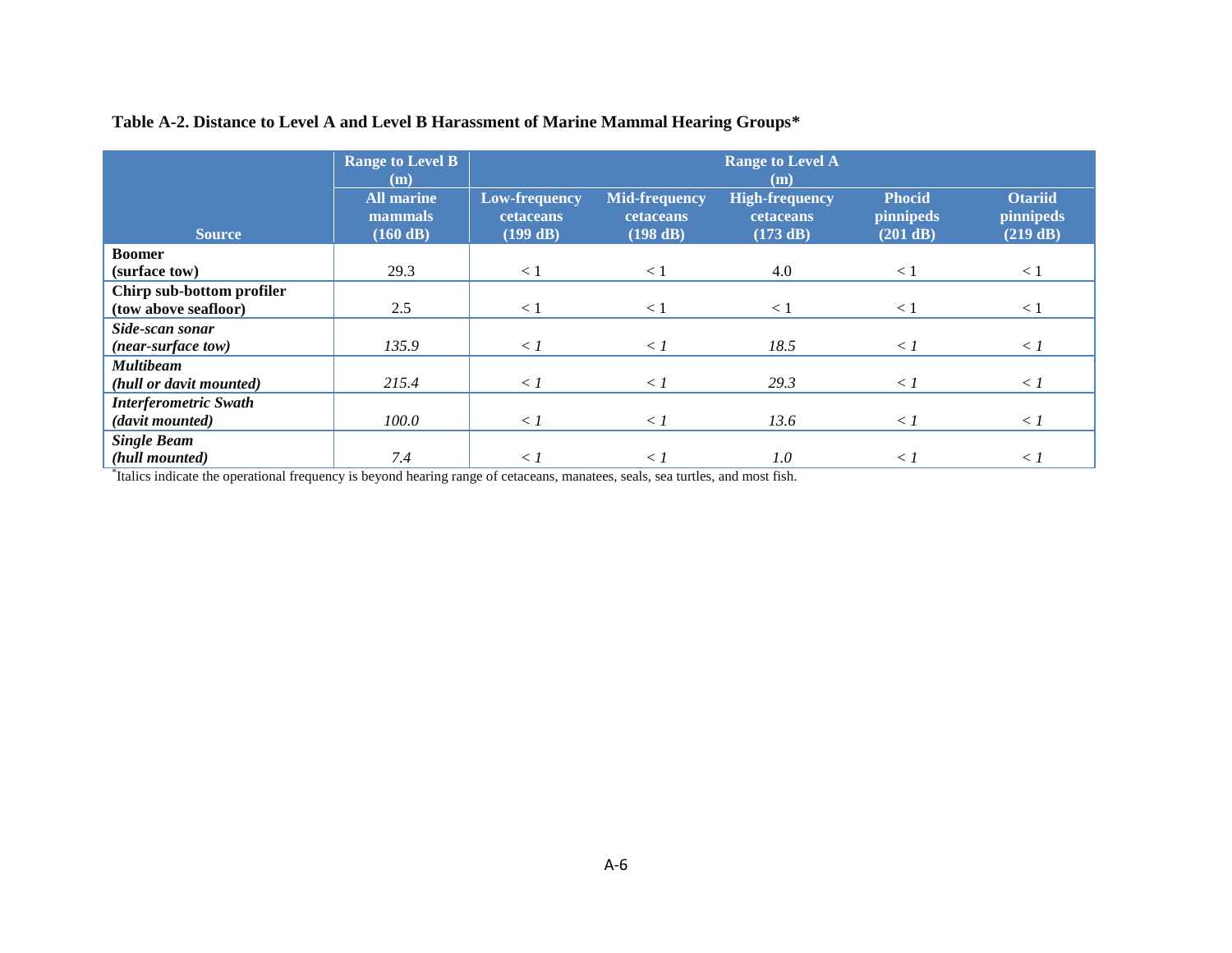**Table A-2. Distance to Level A and Level B Harassment of Marine Mammal Hearing Groups***

| Source | Range to Level B (m) | Range to Level A (m) | | | | |
|---|---|---|---|---|---|---|
| | All marine mammals (160 dB) | Low-frequency cetaceans (199 dB) | Mid-frequency cetaceans (198 dB) | High-frequency cetaceans (173 dB) | Phocid pinnipeds (201 dB) | Otariid pinnipeds (219 dB) |
| **Boomer (surface tow)** | 29.3 | < 1 | < 1 | 4.0 | < 1 | < 1 |
| **Chirp sub-bottom profiler (tow above seafloor)** | 2.5 | < 1 | < 1 | < 1 | < 1 | < 1 |
| ***Side-scan sonar (near-surface tow)*** | *135.9* | *< 1* | *< 1* | *18.5* | *< 1* | *< 1* |
| ***Multibeam (hull or davit mounted)*** | *215.4* | *< 1* | *< 1* | *29.3* | *< 1* | *< 1* |
| ***Interferometric Swath (davit mounted)*** | *100.0* | *< 1* | *< 1* | *13.6* | *< 1* | *< 1* |
| ***Single Beam (hull mounted)*** | *7.4* | *< 1* | *< 1* | *1.0* | *< 1* | *< 1* |

*Italics indicate the operational frequency is beyond hearing range of cetaceans, manatees, seals, sea turtles, and most fish.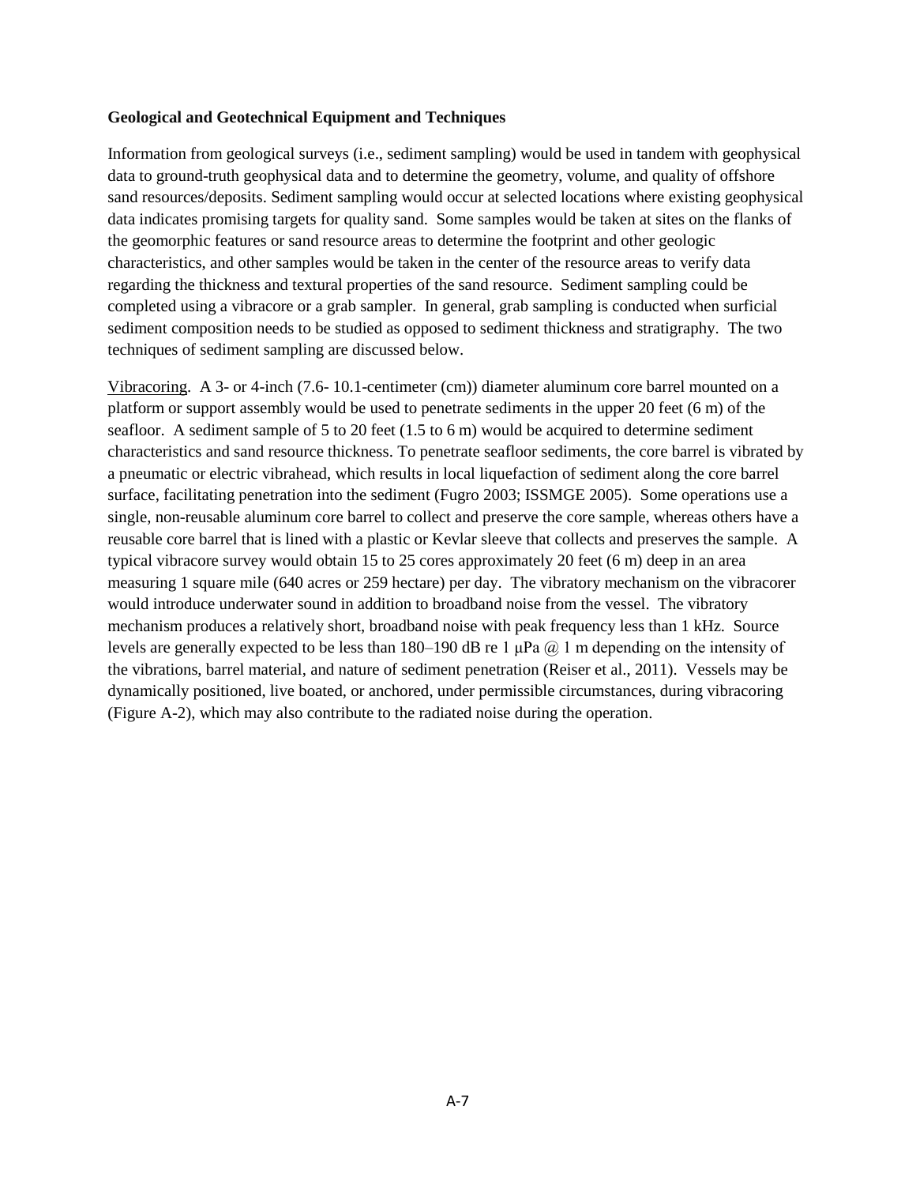**Geological and Geotechnical Equipment and Techniques**

Information from geological surveys (i.e., sediment sampling) would be used in tandem with geophysical data to ground-truth geophysical data and to determine the geometry, volume, and quality of offshore sand resources/deposits. Sediment sampling would occur at selected locations where existing geophysical data indicates promising targets for quality sand. Some samples would be taken at sites on the flanks of the geomorphic features or sand resource areas to determine the footprint and other geologic characteristics, and other samples would be taken in the center of the resource areas to verify data regarding the thickness and textural properties of the sand resource. Sediment sampling could be completed using a vibracore or a grab sampler. In general, grab sampling is conducted when surficial sediment composition needs to be studied as opposed to sediment thickness and stratigraphy. The two techniques of sediment sampling are discussed below.

Vibracoring. A 3- or 4-inch (7.6- 10.1-centimeter (cm)) diameter aluminum core barrel mounted on a platform or support assembly would be used to penetrate sediments in the upper 20 feet (6 m) of the seafloor. A sediment sample of 5 to 20 feet (1.5 to 6 m) would be acquired to determine sediment characteristics and sand resource thickness. To penetrate seafloor sediments, the core barrel is vibrated by a pneumatic or electric vibrahead, which results in local liquefaction of sediment along the core barrel surface, facilitating penetration into the sediment (Fugro 2003; ISSMGE 2005). Some operations use a single, non-reusable aluminum core barrel to collect and preserve the core sample, whereas others have a reusable core barrel that is lined with a plastic or Kevlar sleeve that collects and preserves the sample. A typical vibracore survey would obtain 15 to 25 cores approximately 20 feet (6 m) deep in an area measuring 1 square mile (640 acres or 259 hectare) per day. The vibratory mechanism on the vibracorer would introduce underwater sound in addition to broadband noise from the vessel. The vibratory mechanism produces a relatively short, broadband noise with peak frequency less than 1 kHz. Source levels are generally expected to be less than 180–190 dB re 1 μPa @ 1 m depending on the intensity of the vibrations, barrel material, and nature of sediment penetration (Reiser et al., 2011). Vessels may be dynamically positioned, live boated, or anchored, under permissible circumstances, during vibracoring (Figure A-2), which may also contribute to the radiated noise during the operation.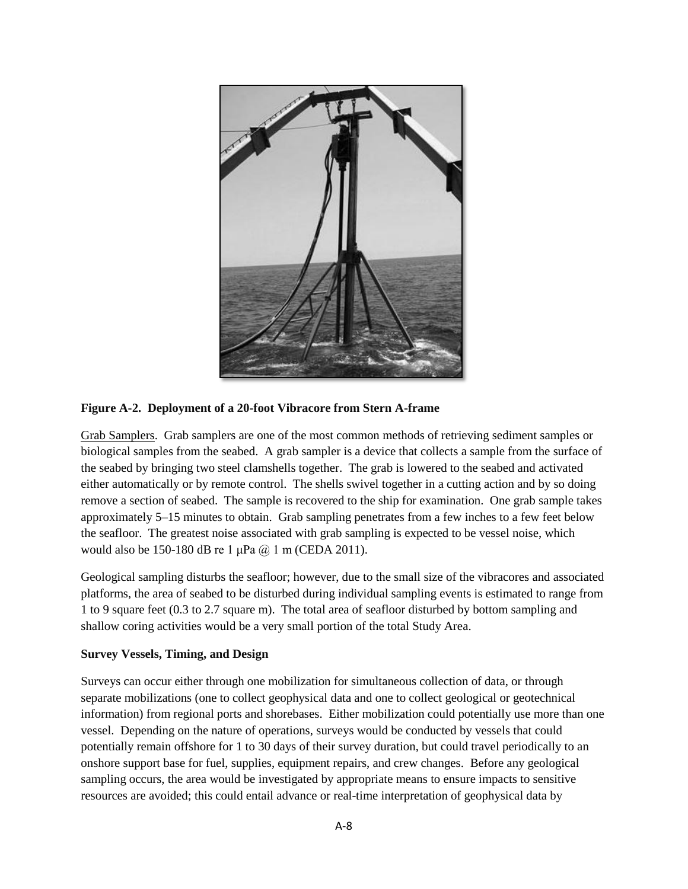**Figure A-2. Deployment of a 20-foot Vibracore from Stern A-frame**

Grab Samplers. Grab samplers are one of the most common methods of retrieving sediment samples or biological samples from the seabed. A grab sampler is a device that collects a sample from the surface of the seabed by bringing two steel clamshells together. The grab is lowered to the seabed and activated either automatically or by remote control. The shells swivel together in a cutting action and by so doing remove a section of seabed. The sample is recovered to the ship for examination. One grab sample takes approximately 5–15 minutes to obtain. Grab sampling penetrates from a few inches to a few feet below the seafloor. The greatest noise associated with grab sampling is expected to be vessel noise, which would also be 150-180 dB re 1 μPa @ 1 m (CEDA 2011).

Geological sampling disturbs the seafloor; however, due to the small size of the vibracores and associated platforms, the area of seabed to be disturbed during individual sampling events is estimated to range from 1 to 9 square feet (0.3 to 2.7 square m). The total area of seafloor disturbed by bottom sampling and shallow coring activities would be a very small portion of the total Study Area.

**Survey Vessels, Timing, and Design**

Surveys can occur either through one mobilization for simultaneous collection of data, or through separate mobilizations (one to collect geophysical data and one to collect geological or geotechnical information) from regional ports and shorebases. Either mobilization could potentially use more than one vessel. Depending on the nature of operations, surveys would be conducted by vessels that could potentially remain offshore for 1 to 30 days of their survey duration, but could travel periodically to an onshore support base for fuel, supplies, equipment repairs, and crew changes. Before any geological sampling occurs, the area would be investigated by appropriate means to ensure impacts to sensitive resources are avoided; this could entail advance or real-time interpretation of geophysical data by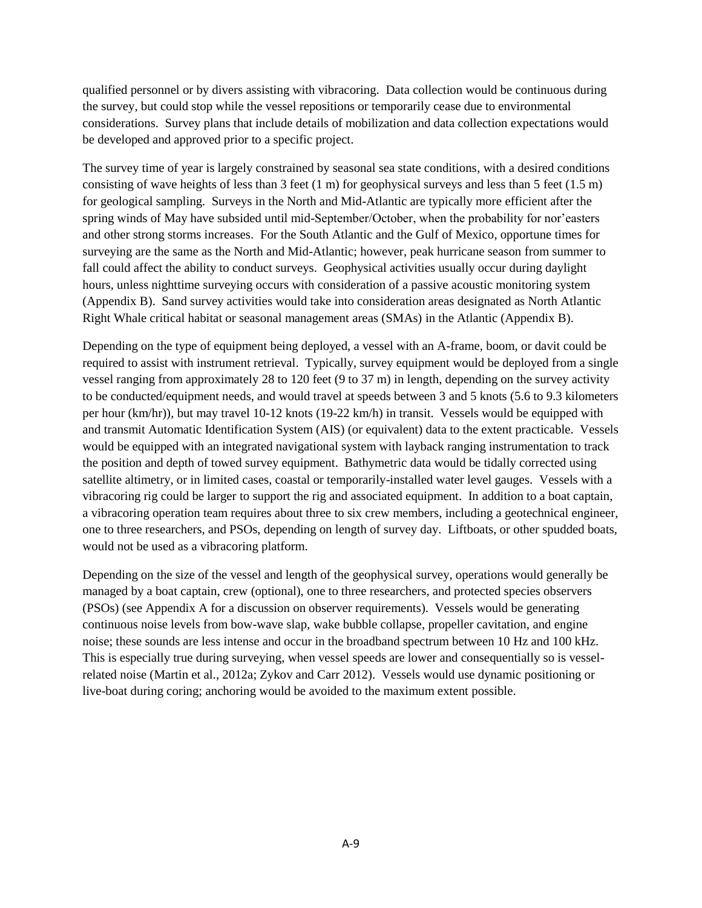qualified personnel or by divers assisting with vibracoring. Data collection would be continuous during the survey, but could stop while the vessel repositions or temporarily cease due to environmental considerations. Survey plans that include details of mobilization and data collection expectations would be developed and approved prior to a specific project.

The survey time of year is largely constrained by seasonal sea state conditions, with a desired conditions consisting of wave heights of less than 3 feet (1 m) for geophysical surveys and less than 5 feet (1.5 m) for geological sampling. Surveys in the North and Mid-Atlantic are typically more efficient after the spring winds of May have subsided until mid-September/October, when the probability for nor'easters and other strong storms increases. For the South Atlantic and the Gulf of Mexico, opportune times for surveying are the same as the North and Mid-Atlantic; however, peak hurricane season from summer to fall could affect the ability to conduct surveys. Geophysical activities usually occur during daylight hours, unless nighttime surveying occurs with consideration of a passive acoustic monitoring system (Appendix B). Sand survey activities would take into consideration areas designated as North Atlantic Right Whale critical habitat or seasonal management areas (SMAs) in the Atlantic (Appendix B).

Depending on the type of equipment being deployed, a vessel with an A-frame, boom, or davit could be required to assist with instrument retrieval. Typically, survey equipment would be deployed from a single vessel ranging from approximately 28 to 120 feet (9 to 37 m) in length, depending on the survey activity to be conducted/equipment needs, and would travel at speeds between 3 and 5 knots (5.6 to 9.3 kilometers per hour (km/hr)), but may travel 10-12 knots (19-22 km/h) in transit. Vessels would be equipped with and transmit Automatic Identification System (AIS) (or equivalent) data to the extent practicable. Vessels would be equipped with an integrated navigational system with layback ranging instrumentation to track the position and depth of towed survey equipment. Bathymetric data would be tidally corrected using satellite altimetry, or in limited cases, coastal or temporarily-installed water level gauges. Vessels with a vibracoring rig could be larger to support the rig and associated equipment. In addition to a boat captain, a vibracoring operation team requires about three to six crew members, including a geotechnical engineer, one to three researchers, and PSOs, depending on length of survey day. Liftboats, or other spudded boats, would not be used as a vibracoring platform.

Depending on the size of the vessel and length of the geophysical survey, operations would generally be managed by a boat captain, crew (optional), one to three researchers, and protected species observers (PSOs) (see Appendix A for a discussion on observer requirements). Vessels would be generating continuous noise levels from bow-wave slap, wake bubble collapse, propeller cavitation, and engine noise; these sounds are less intense and occur in the broadband spectrum between 10 Hz and 100 kHz. This is especially true during surveying, when vessel speeds are lower and consequentially so is vessel-related noise (Martin et al., 2012a; Zykov and Carr 2012). Vessels would use dynamic positioning or live-boat during coring; anchoring would be avoided to the maximum extent possible.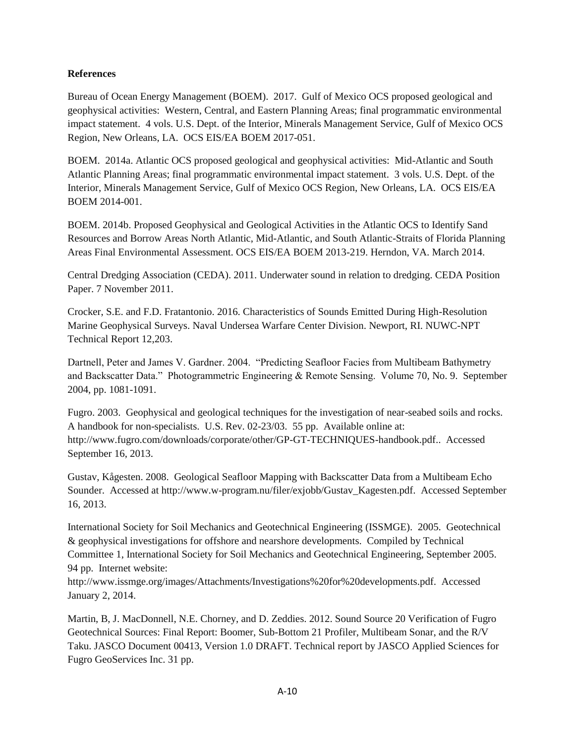**References**

Bureau of Ocean Energy Management (BOEM). 2017. Gulf of Mexico OCS proposed geological and geophysical activities: Western, Central, and Eastern Planning Areas; final programmatic environmental impact statement. 4 vols. U.S. Dept. of the Interior, Minerals Management Service, Gulf of Mexico OCS Region, New Orleans, LA. OCS EIS/EA BOEM 2017-051.

BOEM. 2014a. Atlantic OCS proposed geological and geophysical activities: Mid-Atlantic and South Atlantic Planning Areas; final programmatic environmental impact statement. 3 vols. U.S. Dept. of the Interior, Minerals Management Service, Gulf of Mexico OCS Region, New Orleans, LA. OCS EIS/EA BOEM 2014-001.

BOEM. 2014b. Proposed Geophysical and Geological Activities in the Atlantic OCS to Identify Sand Resources and Borrow Areas North Atlantic, Mid-Atlantic, and South Atlantic-Straits of Florida Planning Areas Final Environmental Assessment. OCS EIS/EA BOEM 2013-219. Herndon, VA. March 2014.

Central Dredging Association (CEDA). 2011. Underwater sound in relation to dredging. CEDA Position Paper. 7 November 2011.

Crocker, S.E. and F.D. Fratantonio. 2016. Characteristics of Sounds Emitted During High-Resolution Marine Geophysical Surveys. Naval Undersea Warfare Center Division. Newport, RI. NUWC-NPT Technical Report 12,203.

Dartnell, Peter and James V. Gardner. 2004. "Predicting Seafloor Facies from Multibeam Bathymetry and Backscatter Data." Photogrammetric Engineering & Remote Sensing. Volume 70, No. 9. September 2004, pp. 1081-1091.

Fugro. 2003. Geophysical and geological techniques for the investigation of near-seabed soils and rocks. A handbook for non-specialists. U.S. Rev. 02-23/03. 55 pp. Available online at: http://www.fugro.com/downloads/corporate/other/GP-GT-TECHNIQUES-handbook.pdf.. Accessed September 16, 2013.

Gustav, Kågesten. 2008. Geological Seafloor Mapping with Backscatter Data from a Multibeam Echo Sounder. Accessed at http://www.w-program.nu/filer/exjobb/Gustav_Kagesten.pdf. Accessed September 16, 2013.

International Society for Soil Mechanics and Geotechnical Engineering (ISSMGE). 2005. Geotechnical & geophysical investigations for offshore and nearshore developments. Compiled by Technical Committee 1, International Society for Soil Mechanics and Geotechnical Engineering, September 2005. 94 pp. Internet website: http://www.issmge.org/images/Attachments/Investigations%20for%20developments.pdf. Accessed January 2, 2014.

Martin, B, J. MacDonnell, N.E. Chorney, and D. Zeddies. 2012. Sound Source 20 Verification of Fugro Geotechnical Sources: Final Report: Boomer, Sub-Bottom 21 Profiler, Multibeam Sonar, and the R/V Taku. JASCO Document 00413, Version 1.0 DRAFT. Technical report by JASCO Applied Sciences for Fugro GeoServices Inc. 31 pp.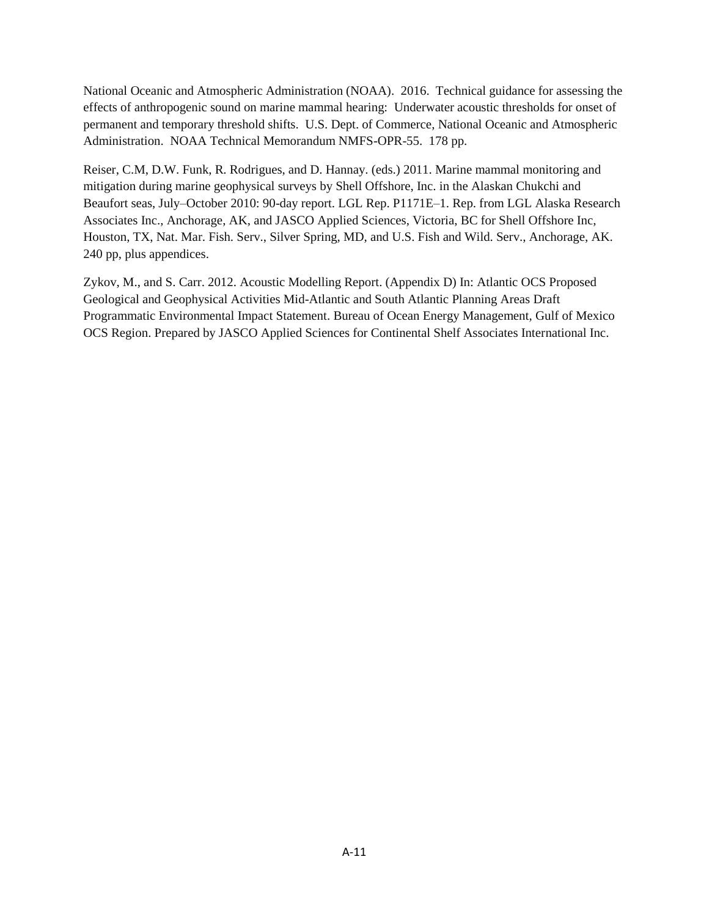National Oceanic and Atmospheric Administration (NOAA). 2016. Technical guidance for assessing the effects of anthropogenic sound on marine mammal hearing: Underwater acoustic thresholds for onset of permanent and temporary threshold shifts. U.S. Dept. of Commerce, National Oceanic and Atmospheric Administration. NOAA Technical Memorandum NMFS-OPR-55. 178 pp.

Reiser, C.M, D.W. Funk, R. Rodrigues, and D. Hannay. (eds.) 2011. Marine mammal monitoring and mitigation during marine geophysical surveys by Shell Offshore, Inc. in the Alaskan Chukchi and Beaufort seas, July–October 2010: 90-day report. LGL Rep. P1171E–1. Rep. from LGL Alaska Research Associates Inc., Anchorage, AK, and JASCO Applied Sciences, Victoria, BC for Shell Offshore Inc, Houston, TX, Nat. Mar. Fish. Serv., Silver Spring, MD, and U.S. Fish and Wild. Serv., Anchorage, AK. 240 pp, plus appendices.

Zykov, M., and S. Carr. 2012. Acoustic Modelling Report. (Appendix D) In: Atlantic OCS Proposed Geological and Geophysical Activities Mid-Atlantic and South Atlantic Planning Areas Draft Programmatic Environmental Impact Statement. Bureau of Ocean Energy Management, Gulf of Mexico OCS Region. Prepared by JASCO Applied Sciences for Continental Shelf Associates International Inc.